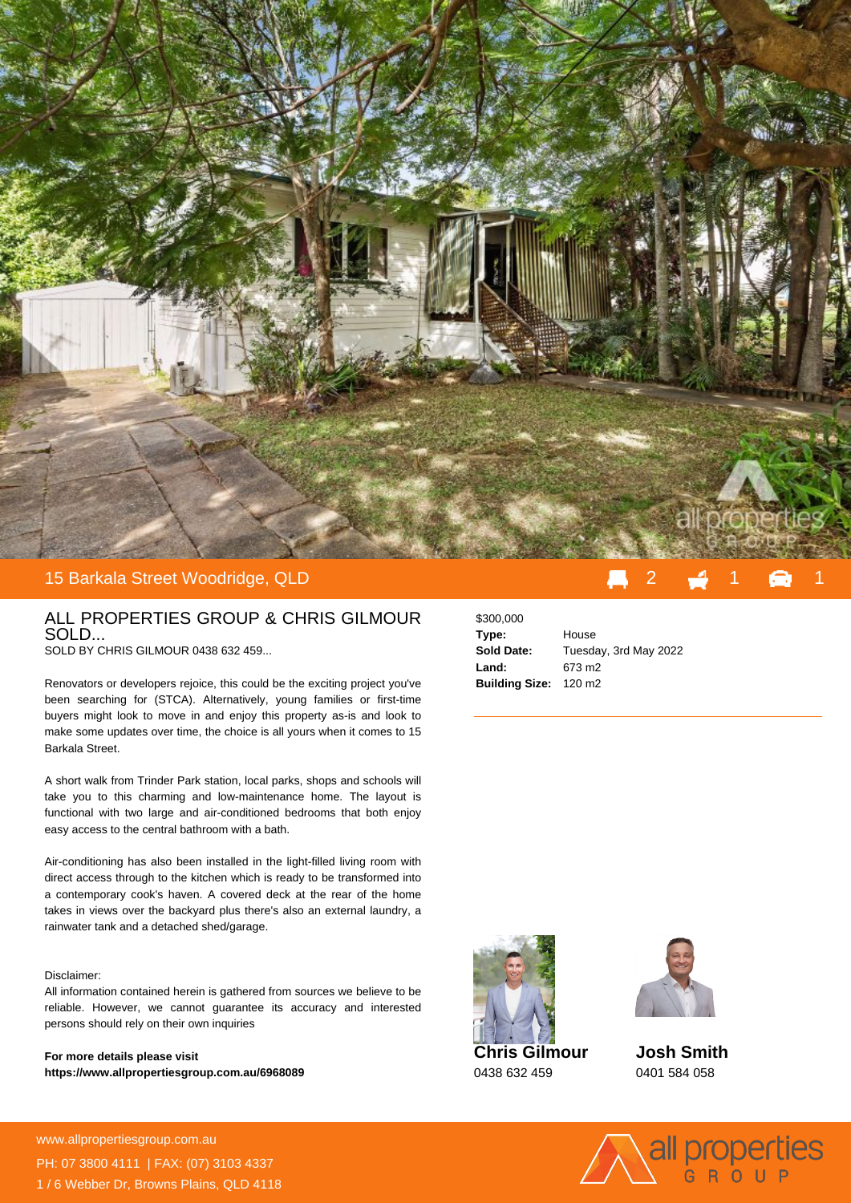# 15 Barkala Street Woodridge, QLD

2 | 1 | 1

## ALL PROPERTIES GROUP & CHRIS GILMOUR SOLD...

SOLD BY CHRIS GILMOUR 0438 632 459...

Renovators or developers rejoice, this could be the exciting project you've been searching for (STCA). Alternatively, young families or first-time buyers might look to move in and enjoy this property as-is and look to make some updates over time, the choice is all yours when it comes to 15 Barkala Street.

A short walk from Trinder Park station, local parks, shops and schools will take you to this charming and low-maintenance home. The layout is functional with two large and air-conditioned bedrooms that both enjoy easy access to the central bathroom with a bath.

Air-conditioning has also been installed in the light-filled living room with direct access through to the kitchen which is ready to be transformed into a contemporary cook's haven. A covered deck at the rear of the home takes in views over the backyard plus there's also an external laundry, a rainwater tank and a detached shed/garage.

Disclaimer:
All information contained herein is gathered from sources we believe to be reliable. However, we cannot guarantee its accuracy and interested persons should rely on their own inquiries

**For more details please visit**
**https://www.allpropertiesgroup.com.au/6968089**

$300,000

| | |
|---|---|
| **Type:** | House |
| **Sold Date:** | Tuesday, 3rd May 2022 |
| **Land:** | 673 m2 |
| **Building Size:** | 120 m2 |

**Chris Gilmour**
0438 632 459

**Josh Smith**
0401 584 058

www.allpropertiesgroup.com.au
PH: 07 3800 4111 | FAX: (07) 3103 4337
1 / 6 Webber Dr, Browns Plains, QLD 4118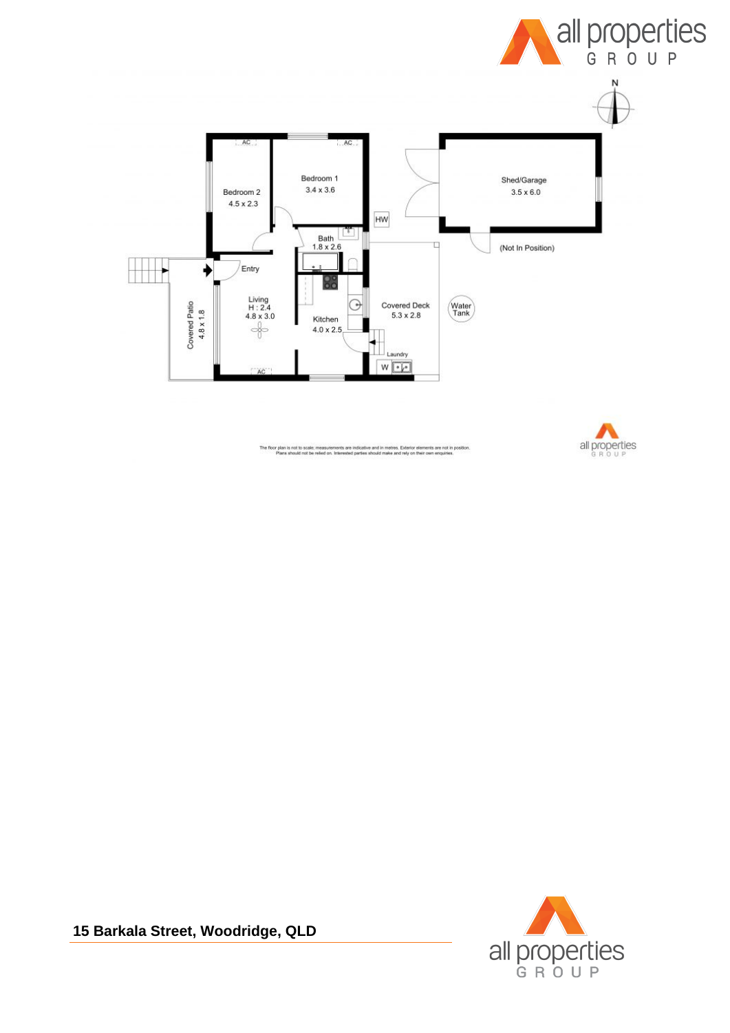Bedroom 2
4.5 x 2.3

Bedroom 1
3.4 x 3.6

Bath
1.8 x 2.6

Entry

Living
H : 2.4
4.8 x 3.0

Kitchen
4.0 x 2.5

Covered Patio
4.8 x 1.8

Covered Deck
5.3 x 2.8

Laundry

Water Tank

HW

Shed/Garage
3.5 x 6.0

(Not In Position)

The floor plan is not to scale; measurements are indicative and in metres. Exterior elements are not in position. Plans should not be relied on. Interested parties should make and rely on their own enquiries.

**15 Barkala Street, Woodridge, QLD**